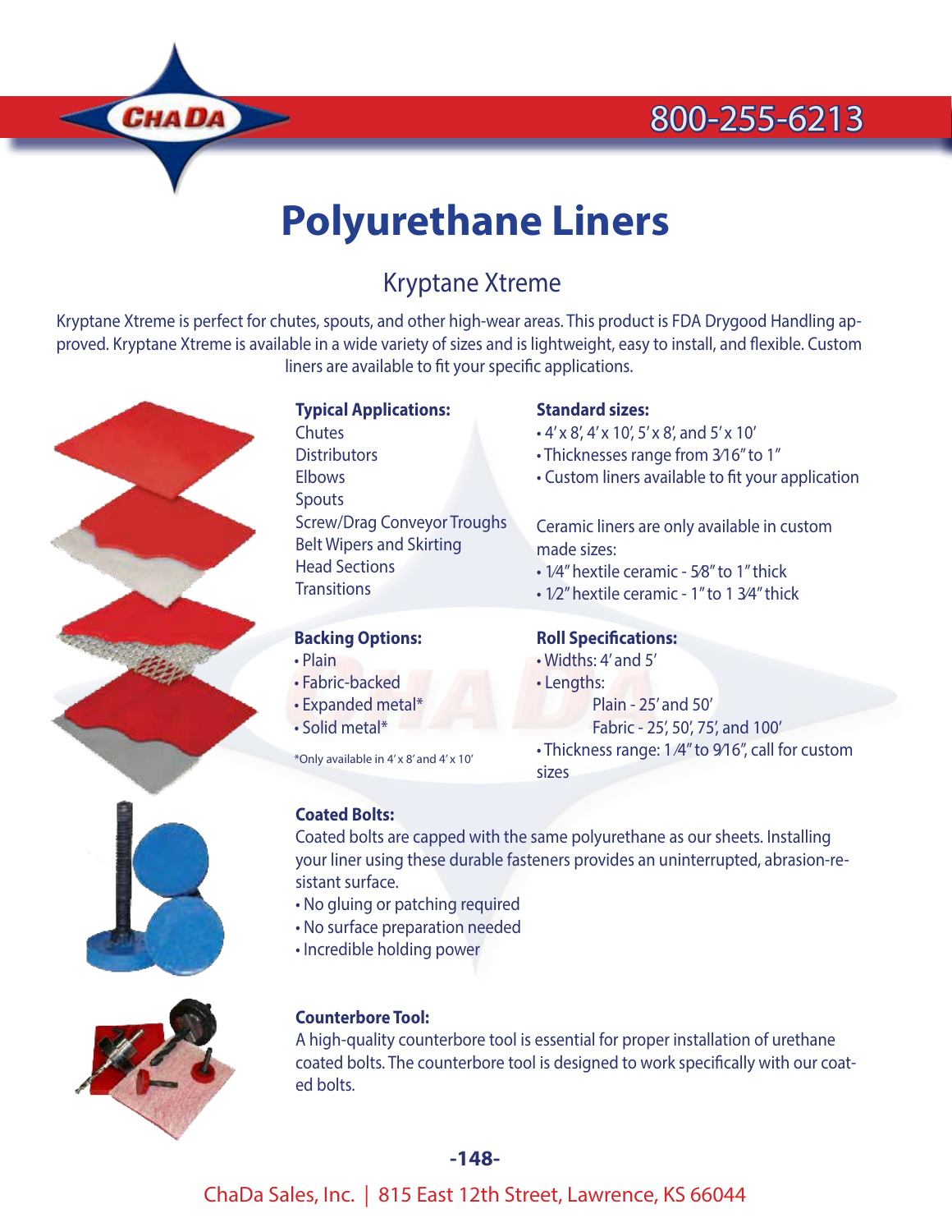# Polyurethane Liners

## Kryptane Xtreme

Kryptane Xtreme is perfect for chutes, spouts, and other high-wear areas. This product is FDA Drygood Handling approved. Kryptane Xtreme is available in a wide variety of sizes and is lightweight, easy to install, and flexible. Custom liners are available to fit your specific applications.

**Typical Applications:**

Chutes
Distributors
Elbows
Spouts
Screw/Drag Conveyor Troughs
Belt Wipers and Skirting
Head Sections
Transitions

**Backing Options:**

- Plain
- Fabric-backed
- Expanded metal*
- Solid metal*

*Only available in 4' x 8' and 4' x 10'

**Standard sizes:**

- 4' x 8', 4' x 10', 5' x 8', and 5' x 10'
- Thicknesses range from 3⁄16" to 1"
- Custom liners available to fit your application

Ceramic liners are only available in custom made sizes:

- 1⁄4" hextile ceramic - 5⁄8" to 1" thick
- 1⁄2" hextile ceramic - 1" to 1 3⁄4" thick

**Roll Specifications:**

- Widths: 4' and 5'
- Lengths:
  - Plain - 25' and 50'
  - Fabric - 25', 50', 75', and 100'
- Thickness range: 1⁄4" to 9⁄16", call for custom sizes

**Coated Bolts:**

Coated bolts are capped with the same polyurethane as our sheets. Installing your liner using these durable fasteners provides an uninterrupted, abrasion-resistant surface.

- No gluing or patching required
- No surface preparation needed
- Incredible holding power

**Counterbore Tool:**

A high-quality counterbore tool is essential for proper installation of urethane coated bolts. The counterbore tool is designed to work specifically with our coated bolts.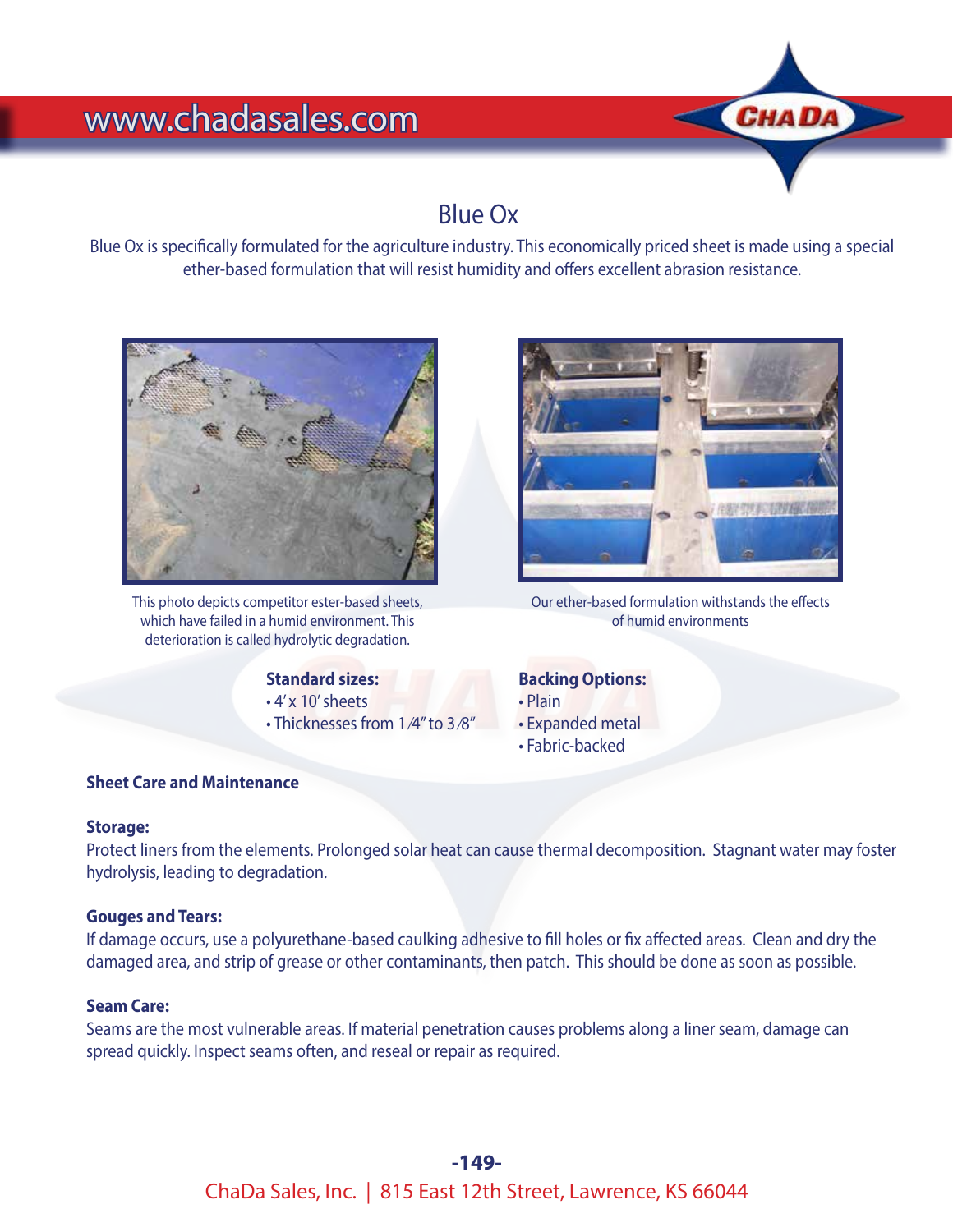# Blue Ox

Blue Ox is specifically formulated for the agriculture industry. This economically priced sheet is made using a special ether-based formulation that will resist humidity and offers excellent abrasion resistance.

This photo depicts competitor ester-based sheets, which have failed in a humid environment. This deterioration is called hydrolytic degradation.

Our ether-based formulation withstands the effects of humid environments

**Standard sizes:**
- 4' x 10' sheets
- Thicknesses from 1⁄4" to 3⁄8"

**Backing Options:**
- Plain
- Expanded metal
- Fabric-backed

## Sheet Care and Maintenance

**Storage:**
Protect liners from the elements. Prolonged solar heat can cause thermal decomposition. Stagnant water may foster hydrolysis, leading to degradation.

**Gouges and Tears:**
If damage occurs, use a polyurethane-based caulking adhesive to fill holes or fix affected areas. Clean and dry the damaged area, and strip of grease or other contaminants, then patch. This should be done as soon as possible.

**Seam Care:**
Seams are the most vulnerable areas. If material penetration causes problems along a liner seam, damage can spread quickly. Inspect seams often, and reseal or repair as required.